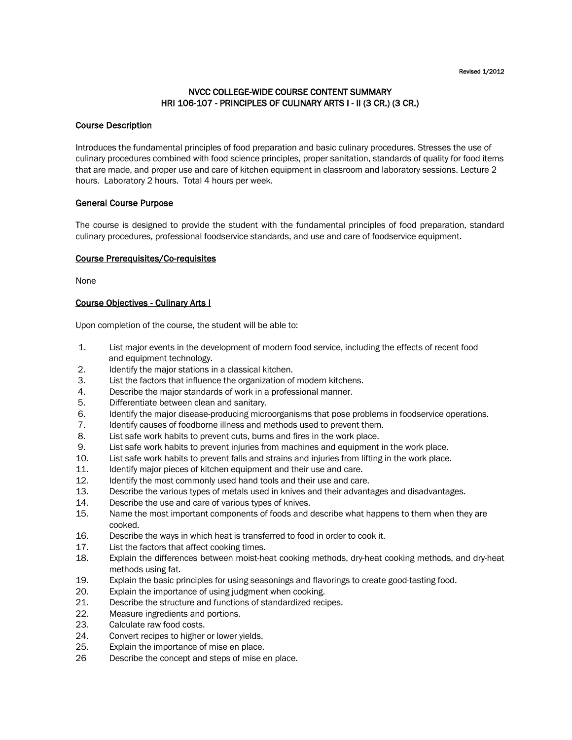Revised 1/2012

# NVCC COLLEGE-WIDE COURSE CONTENT SUMMARY
# HRI 106-107 - PRINCIPLES OF CULINARY ARTS I - II (3 CR.) (3 CR.)

## Course Description

Introduces the fundamental principles of food preparation and basic culinary procedures. Stresses the use of culinary procedures combined with food science principles, proper sanitation, standards of quality for food items that are made, and proper use and care of kitchen equipment in classroom and laboratory sessions. Lecture 2 hours. Laboratory 2 hours. Total 4 hours per week.

## General Course Purpose

The course is designed to provide the student with the fundamental principles of food preparation, standard culinary procedures, professional foodservice standards, and use and care of foodservice equipment.

## Course Prerequisites/Co-requisites

None

## Course Objectives - Culinary Arts I

Upon completion of the course, the student will be able to:

1. List major events in the development of modern food service, including the effects of recent food and equipment technology.
2. Identify the major stations in a classical kitchen.
3. List the factors that influence the organization of modern kitchens.
4. Describe the major standards of work in a professional manner.
5. Differentiate between clean and sanitary.
6. Identify the major disease-producing microorganisms that pose problems in foodservice operations.
7. Identify causes of foodborne illness and methods used to prevent them.
8. List safe work habits to prevent cuts, burns and fires in the work place.
9. List safe work habits to prevent injuries from machines and equipment in the work place.
10. List safe work habits to prevent falls and strains and injuries from lifting in the work place.
11. Identify major pieces of kitchen equipment and their use and care.
12. Identify the most commonly used hand tools and their use and care.
13. Describe the various types of metals used in knives and their advantages and disadvantages.
14. Describe the use and care of various types of knives.
15. Name the most important components of foods and describe what happens to them when they are cooked.
16. Describe the ways in which heat is transferred to food in order to cook it.
17. List the factors that affect cooking times.
18. Explain the differences between moist-heat cooking methods, dry-heat cooking methods, and dry-heat methods using fat.
19. Explain the basic principles for using seasonings and flavorings to create good-tasting food.
20. Explain the importance of using judgment when cooking.
21. Describe the structure and functions of standardized recipes.
22. Measure ingredients and portions.
23. Calculate raw food costs.
24. Convert recipes to higher or lower yields.
25. Explain the importance of mise en place.
26. Describe the concept and steps of mise en place.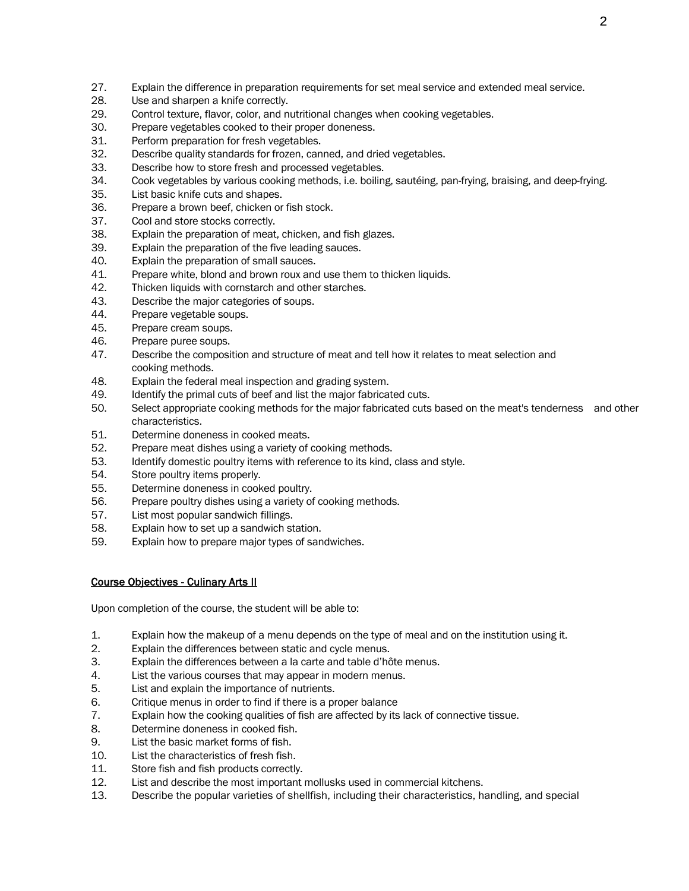27. Explain the difference in preparation requirements for set meal service and extended meal service.
28. Use and sharpen a knife correctly.
29. Control texture, flavor, color, and nutritional changes when cooking vegetables.
30. Prepare vegetables cooked to their proper doneness.
31. Perform preparation for fresh vegetables.
32. Describe quality standards for frozen, canned, and dried vegetables.
33. Describe how to store fresh and processed vegetables.
34. Cook vegetables by various cooking methods, i.e. boiling, sautéing, pan-frying, braising, and deep-frying.
35. List basic knife cuts and shapes.
36. Prepare a brown beef, chicken or fish stock.
37. Cool and store stocks correctly.
38. Explain the preparation of meat, chicken, and fish glazes.
39. Explain the preparation of the five leading sauces.
40. Explain the preparation of small sauces.
41. Prepare white, blond and brown roux and use them to thicken liquids.
42. Thicken liquids with cornstarch and other starches.
43. Describe the major categories of soups.
44. Prepare vegetable soups.
45. Prepare cream soups.
46. Prepare puree soups.
47. Describe the composition and structure of meat and tell how it relates to meat selection and cooking methods.
48. Explain the federal meal inspection and grading system.
49. Identify the primal cuts of beef and list the major fabricated cuts.
50. Select appropriate cooking methods for the major fabricated cuts based on the meat's tenderness and other characteristics.
51. Determine doneness in cooked meats.
52. Prepare meat dishes using a variety of cooking methods.
53. Identify domestic poultry items with reference to its kind, class and style.
54. Store poultry items properly.
55. Determine doneness in cooked poultry.
56. Prepare poultry dishes using a variety of cooking methods.
57. List most popular sandwich fillings.
58. Explain how to set up a sandwich station.
59. Explain how to prepare major types of sandwiches.

<u>Course Objectives - Culinary Arts II</u>

Upon completion of the course, the student will be able to:

1. Explain how the makeup of a menu depends on the type of meal and on the institution using it.
2. Explain the differences between static and cycle menus.
3. Explain the differences between a la carte and table d'hôte menus.
4. List the various courses that may appear in modern menus.
5. List and explain the importance of nutrients.
6. Critique menus in order to find if there is a proper balance
7. Explain how the cooking qualities of fish are affected by its lack of connective tissue.
8. Determine doneness in cooked fish.
9. List the basic market forms of fish.
10. List the characteristics of fresh fish.
11. Store fish and fish products correctly.
12. List and describe the most important mollusks used in commercial kitchens.
13. Describe the popular varieties of shellfish, including their characteristics, handling, and special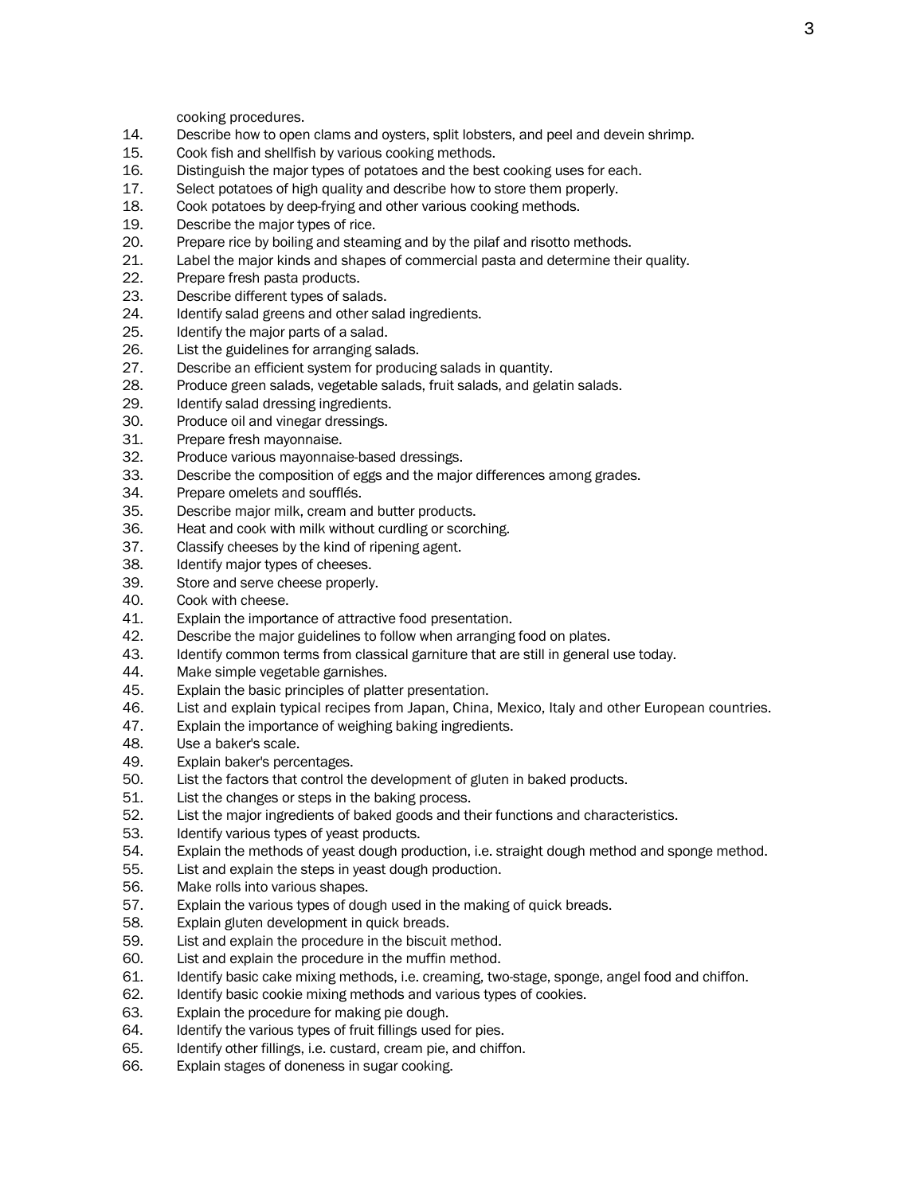cooking procedures.

14. Describe how to open clams and oysters, split lobsters, and peel and devein shrimp.
15. Cook fish and shellfish by various cooking methods.
16. Distinguish the major types of potatoes and the best cooking uses for each.
17. Select potatoes of high quality and describe how to store them properly.
18. Cook potatoes by deep-frying and other various cooking methods.
19. Describe the major types of rice.
20. Prepare rice by boiling and steaming and by the pilaf and risotto methods.
21. Label the major kinds and shapes of commercial pasta and determine their quality.
22. Prepare fresh pasta products.
23. Describe different types of salads.
24. Identify salad greens and other salad ingredients.
25. Identify the major parts of a salad.
26. List the guidelines for arranging salads.
27. Describe an efficient system for producing salads in quantity.
28. Produce green salads, vegetable salads, fruit salads, and gelatin salads.
29. Identify salad dressing ingredients.
30. Produce oil and vinegar dressings.
31. Prepare fresh mayonnaise.
32. Produce various mayonnaise-based dressings.
33. Describe the composition of eggs and the major differences among grades.
34. Prepare omelets and soufflés.
35. Describe major milk, cream and butter products.
36. Heat and cook with milk without curdling or scorching.
37. Classify cheeses by the kind of ripening agent.
38. Identify major types of cheeses.
39. Store and serve cheese properly.
40. Cook with cheese.
41. Explain the importance of attractive food presentation.
42. Describe the major guidelines to follow when arranging food on plates.
43. Identify common terms from classical garniture that are still in general use today.
44. Make simple vegetable garnishes.
45. Explain the basic principles of platter presentation.
46. List and explain typical recipes from Japan, China, Mexico, Italy and other European countries.
47. Explain the importance of weighing baking ingredients.
48. Use a baker's scale.
49. Explain baker's percentages.
50. List the factors that control the development of gluten in baked products.
51. List the changes or steps in the baking process.
52. List the major ingredients of baked goods and their functions and characteristics.
53. Identify various types of yeast products.
54. Explain the methods of yeast dough production, i.e. straight dough method and sponge method.
55. List and explain the steps in yeast dough production.
56. Make rolls into various shapes.
57. Explain the various types of dough used in the making of quick breads.
58. Explain gluten development in quick breads.
59. List and explain the procedure in the biscuit method.
60. List and explain the procedure in the muffin method.
61. Identify basic cake mixing methods, i.e. creaming, two-stage, sponge, angel food and chiffon.
62. Identify basic cookie mixing methods and various types of cookies.
63. Explain the procedure for making pie dough.
64. Identify the various types of fruit fillings used for pies.
65. Identify other fillings, i.e. custard, cream pie, and chiffon.
66. Explain stages of doneness in sugar cooking.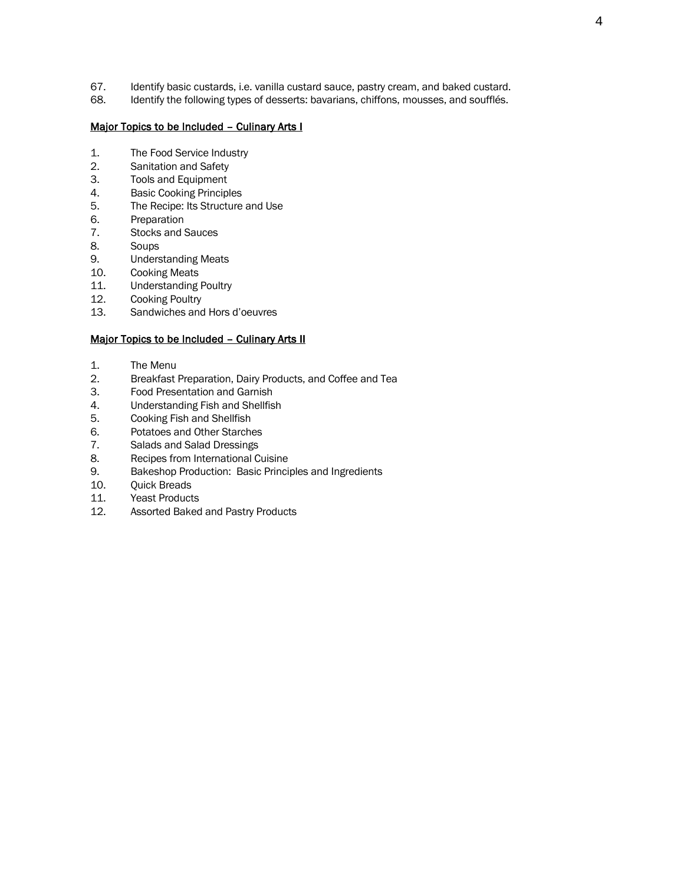67. Identify basic custards, i.e. vanilla custard sauce, pastry cream, and baked custard.
68. Identify the following types of desserts: bavarians, chiffons, mousses, and soufflés.

<u>Major Topics to be Included – Culinary Arts I</u>

1. The Food Service Industry
2. Sanitation and Safety
3. Tools and Equipment
4. Basic Cooking Principles
5. The Recipe: Its Structure and Use
6. Preparation
7. Stocks and Sauces
8. Soups
9. Understanding Meats
10. Cooking Meats
11. Understanding Poultry
12. Cooking Poultry
13. Sandwiches and Hors d'oeuvres

<u>Major Topics to be Included – Culinary Arts II</u>

1. The Menu
2. Breakfast Preparation, Dairy Products, and Coffee and Tea
3. Food Presentation and Garnish
4. Understanding Fish and Shellfish
5. Cooking Fish and Shellfish
6. Potatoes and Other Starches
7. Salads and Salad Dressings
8. Recipes from International Cuisine
9. Bakeshop Production: Basic Principles and Ingredients
10. Quick Breads
11. Yeast Products
12. Assorted Baked and Pastry Products